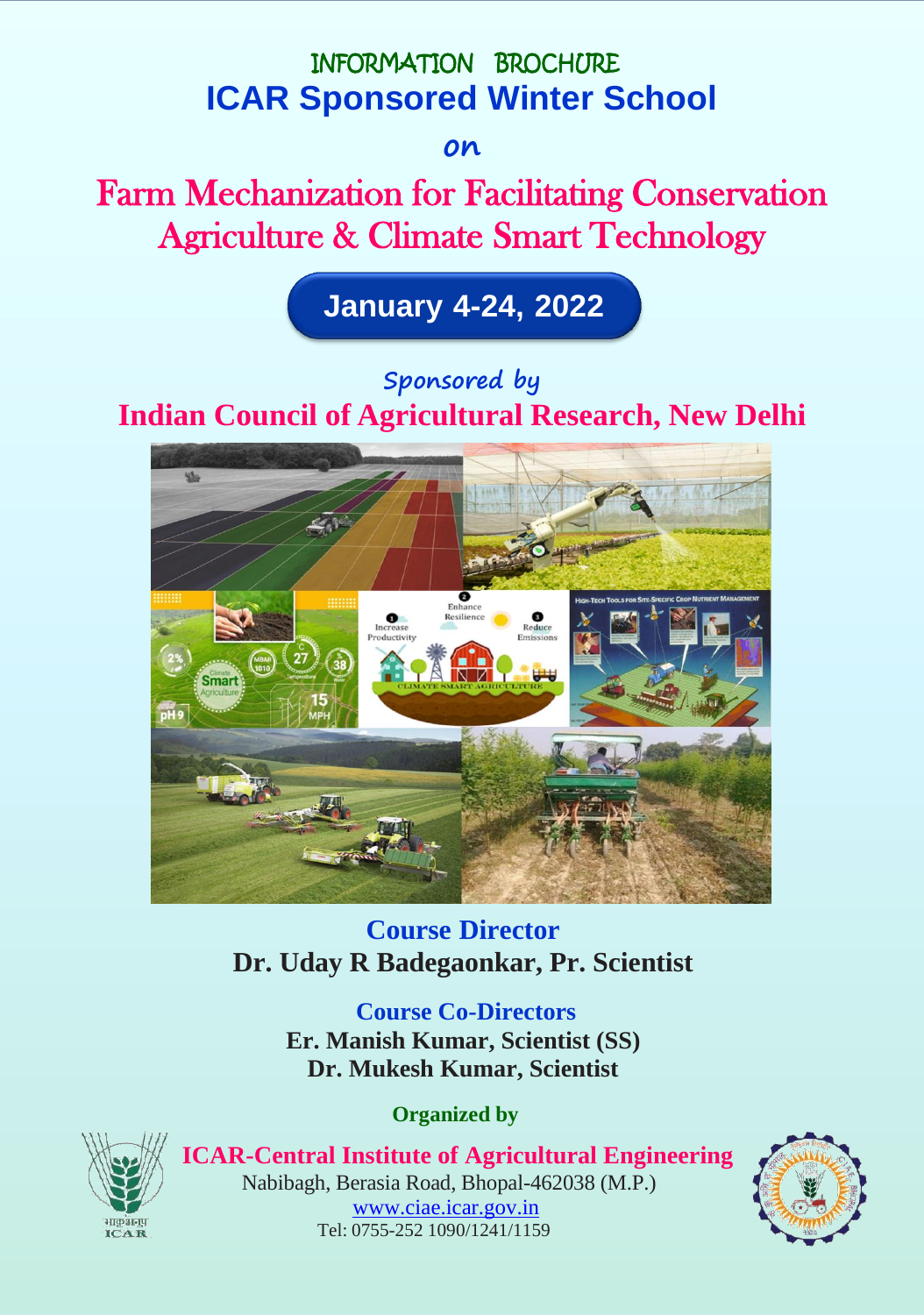INFORMATION BROCHURE

# ICAR Sponsored Winter School

on

# Farm Mechanization for Facilitating Conservation Agriculture & Climate Smart Technology

**January 4-24, 2022**

Sponsored by

## Indian Council of Agricultural Research, New Delhi

### Course Director

**Dr. Uday R Badegaonkar, Pr. Scientist**

### Course Co-Directors

**Er. Manish Kumar, Scientist (SS)**
**Dr. Mukesh Kumar, Scientist**

**Organized by**

## ICAR-Central Institute of Agricultural Engineering

Nabibagh, Berasia Road, Bhopal-462038 (M.P.)
www.ciae.icar.gov.in
Tel: 0755-252 1090/1241/1159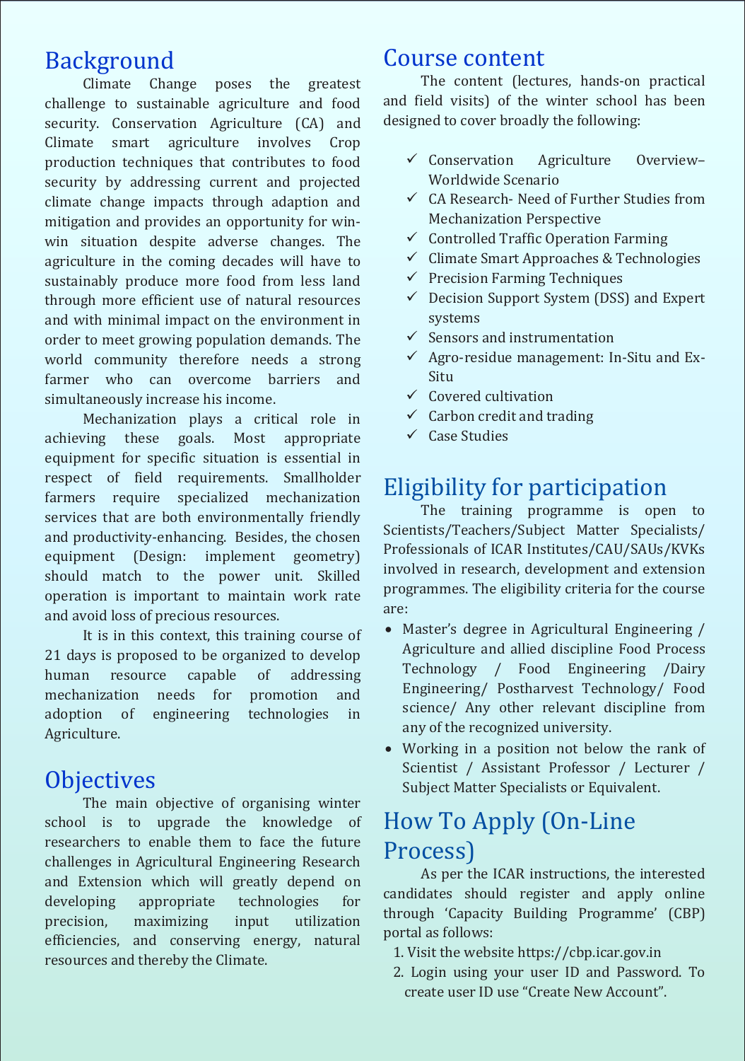## Background

Climate Change poses the greatest challenge to sustainable agriculture and food security. Conservation Agriculture (CA) and Climate smart agriculture involves Crop production techniques that contributes to food security by addressing current and projected climate change impacts through adaption and mitigation and provides an opportunity for win-win situation despite adverse changes. The agriculture in the coming decades will have to sustainably produce more food from less land through more efficient use of natural resources and with minimal impact on the environment in order to meet growing population demands. The world community therefore needs a strong farmer who can overcome barriers and simultaneously increase his income.

Mechanization plays a critical role in achieving these goals. Most appropriate equipment for specific situation is essential in respect of field requirements. Smallholder farmers require specialized mechanization services that are both environmentally friendly and productivity-enhancing. Besides, the chosen equipment (Design: implement geometry) should match to the power unit. Skilled operation is important to maintain work rate and avoid loss of precious resources.

It is in this context, this training course of 21 days is proposed to be organized to develop human resource capable of addressing mechanization needs for promotion and adoption of engineering technologies in Agriculture.

## Objectives

The main objective of organising winter school is to upgrade the knowledge of researchers to enable them to face the future challenges in Agricultural Engineering Research and Extension which will greatly depend on developing appropriate technologies for precision, maximizing input utilization efficiencies, and conserving energy, natural resources and thereby the Climate.

## Course content

The content (lectures, hands-on practical and field visits) of the winter school has been designed to cover broadly the following:

- ✓ Conservation Agriculture Overview– Worldwide Scenario
- ✓ CA Research- Need of Further Studies from Mechanization Perspective
- ✓ Controlled Traffic Operation Farming
- ✓ Climate Smart Approaches & Technologies
- ✓ Precision Farming Techniques
- ✓ Decision Support System (DSS) and Expert systems
- ✓ Sensors and instrumentation
- ✓ Agro-residue management: In-Situ and Ex-Situ
- ✓ Covered cultivation
- ✓ Carbon credit and trading
- ✓ Case Studies

## Eligibility for participation

The training programme is open to Scientists/Teachers/Subject Matter Specialists/ Professionals of ICAR Institutes/CAU/SAUs/KVKs involved in research, development and extension programmes. The eligibility criteria for the course are:

- Master's degree in Agricultural Engineering / Agriculture and allied discipline Food Process Technology / Food Engineering /Dairy Engineering/ Postharvest Technology/ Food science/ Any other relevant discipline from any of the recognized university.
- Working in a position not below the rank of Scientist / Assistant Professor / Lecturer / Subject Matter Specialists or Equivalent.

## How To Apply (On-Line Process)

As per the ICAR instructions, the interested candidates should register and apply online through 'Capacity Building Programme' (CBP) portal as follows:

1. Visit the website https://cbp.icar.gov.in
2. Login using your user ID and Password. To create user ID use "Create New Account".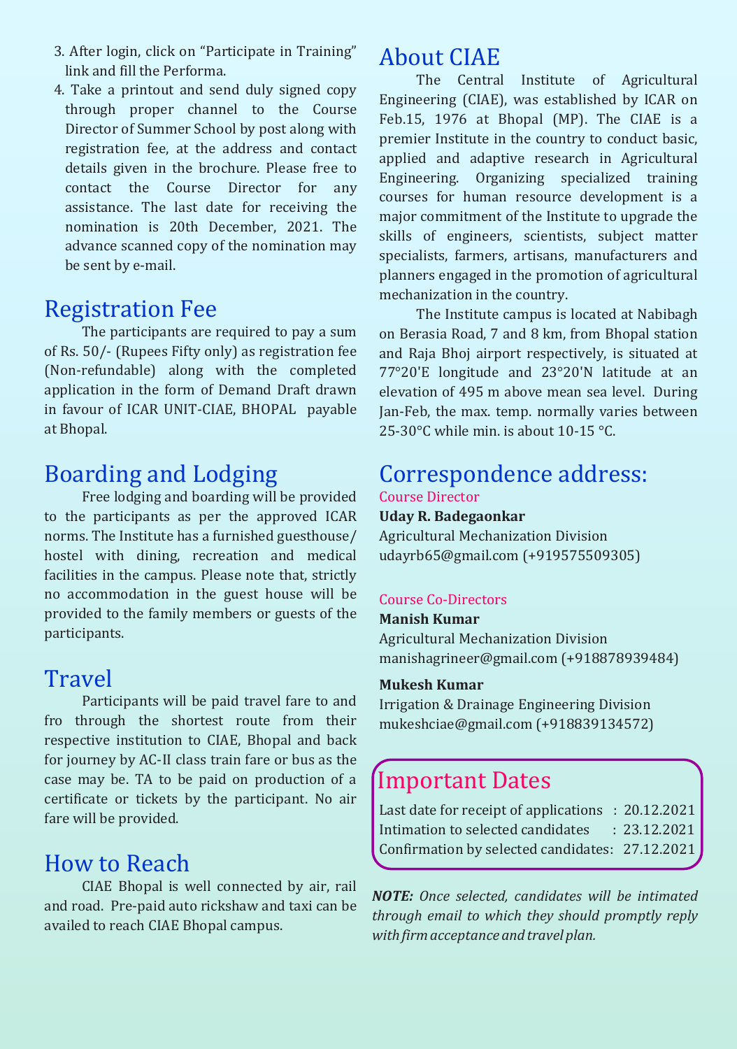3. After login, click on "Participate in Training" link and fill the Performa.
4. Take a printout and send duly signed copy through proper channel to the Course Director of Summer School by post along with registration fee, at the address and contact details given in the brochure. Please free to contact the Course Director for any assistance. The last date for receiving the nomination is 20th December, 2021. The advance scanned copy of the nomination may be sent by e-mail.

## Registration Fee

The participants are required to pay a sum of Rs. 50/- (Rupees Fifty only) as registration fee (Non-refundable) along with the completed application in the form of Demand Draft drawn in favour of ICAR UNIT-CIAE, BHOPAL payable at Bhopal.

## Boarding and Lodging

Free lodging and boarding will be provided to the participants as per the approved ICAR norms. The Institute has a furnished guesthouse/ hostel with dining, recreation and medical facilities in the campus. Please note that, strictly no accommodation in the guest house will be provided to the family members or guests of the participants.

## Travel

Participants will be paid travel fare to and fro through the shortest route from their respective institution to CIAE, Bhopal and back for journey by AC-II class train fare or bus as the case may be. TA to be paid on production of a certificate or tickets by the participant. No air fare will be provided.

## How to Reach

CIAE Bhopal is well connected by air, rail and road. Pre-paid auto rickshaw and taxi can be availed to reach CIAE Bhopal campus.

## About CIAE

The Central Institute of Agricultural Engineering (CIAE), was established by ICAR on Feb.15, 1976 at Bhopal (MP). The CIAE is a premier Institute in the country to conduct basic, applied and adaptive research in Agricultural Engineering. Organizing specialized training courses for human resource development is a major commitment of the Institute to upgrade the skills of engineers, scientists, subject matter specialists, farmers, artisans, manufacturers and planners engaged in the promotion of agricultural mechanization in the country.

The Institute campus is located at Nabibagh on Berasia Road, 7 and 8 km, from Bhopal station and Raja Bhoj airport respectively, is situated at 77°20'E longitude and 23°20'N latitude at an elevation of 495 m above mean sea level. During Jan-Feb, the max. temp. normally varies between 25-30°C while min. is about 10-15 °C.

## Correspondence address:

Course Director

**Uday R. Badegaonkar**
Agricultural Mechanization Division
udayrb65@gmail.com (+919575509305)

Course Co-Directors

**Manish Kumar**
Agricultural Mechanization Division
manishagrineer@gmail.com (+918878939484)

**Mukesh Kumar**
Irrigation & Drainage Engineering Division
mukeshciae@gmail.com (+918839134572)

## Important Dates

| | |
|---|---|
| Last date for receipt of applications | : 20.12.2021 |
| Intimation to selected candidates | : 23.12.2021 |
| Confirmation by selected candidates | : 27.12.2021 |

***NOTE:*** *Once selected, candidates will be intimated through email to which they should promptly reply with firm acceptance and travel plan.*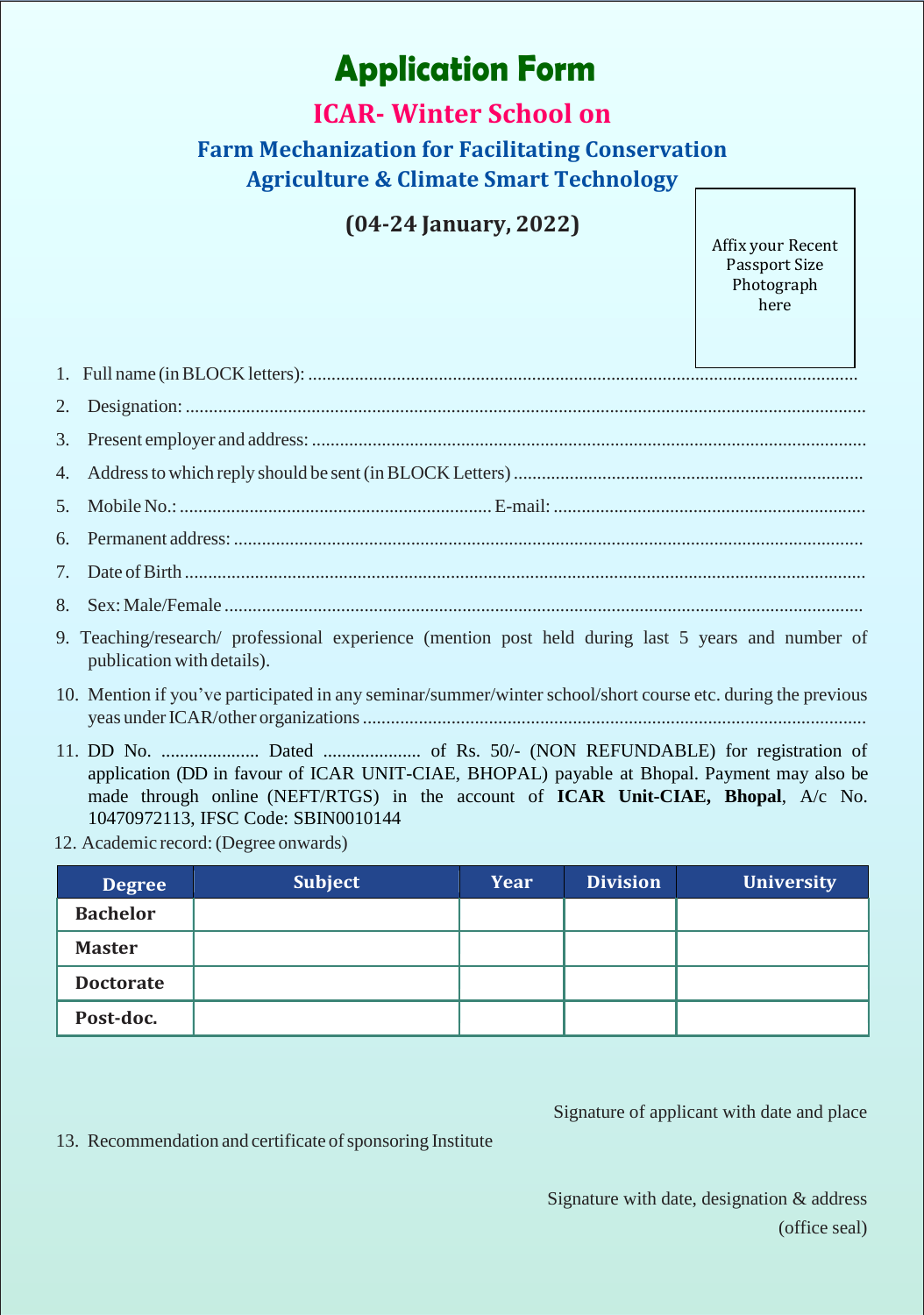# Application Form

## ICAR- Winter School on

### Farm Mechanization for Facilitating Conservation Agriculture & Climate Smart Technology

### (04-24 January, 2022)

Affix your Recent Passport Size Photograph here

1. Full name (in BLOCK letters): ...............................................................................................................
2. Designation: ...............................................................................................................
3. Present employer and address: ...............................................................................................................
4. Address to which reply should be sent (in BLOCK Letters) ...............................................................................
5. Mobile No.: ................................................................ E-mail: .................................................................
6. Permanent address: ...............................................................................................................
7. Date of Birth ...............................................................................................................
8. Sex: Male/Female ...............................................................................................................
9. Teaching/research/ professional experience (mention post held during last 5 years and number of publication with details).
10. Mention if you've participated in any seminar/summer/winter school/short course etc. during the previous yeas under ICAR/other organizations ...............................................................................................
11. DD No. ..................... Dated ..................... of Rs. 50/- (NON REFUNDABLE) for registration of application (DD in favour of ICAR UNIT-CIAE, BHOPAL) payable at Bhopal. Payment may also be made through online (NEFT/RTGS) in the account of **ICAR Unit-CIAE, Bhopal**, A/c No. 10470972113, IFSC Code: SBIN0010144
12. Academic record: (Degree onwards)

| Degree | Subject | Year | Division | University |
|---|---|---|---|---|
| **Bachelor** | | | | |
| **Master** | | | | |
| **Doctorate** | | | | |
| **Post-doc.** | | | | |

Signature of applicant with date and place

13. Recommendation and certificate of sponsoring Institute

Signature with date, designation & address
(office seal)